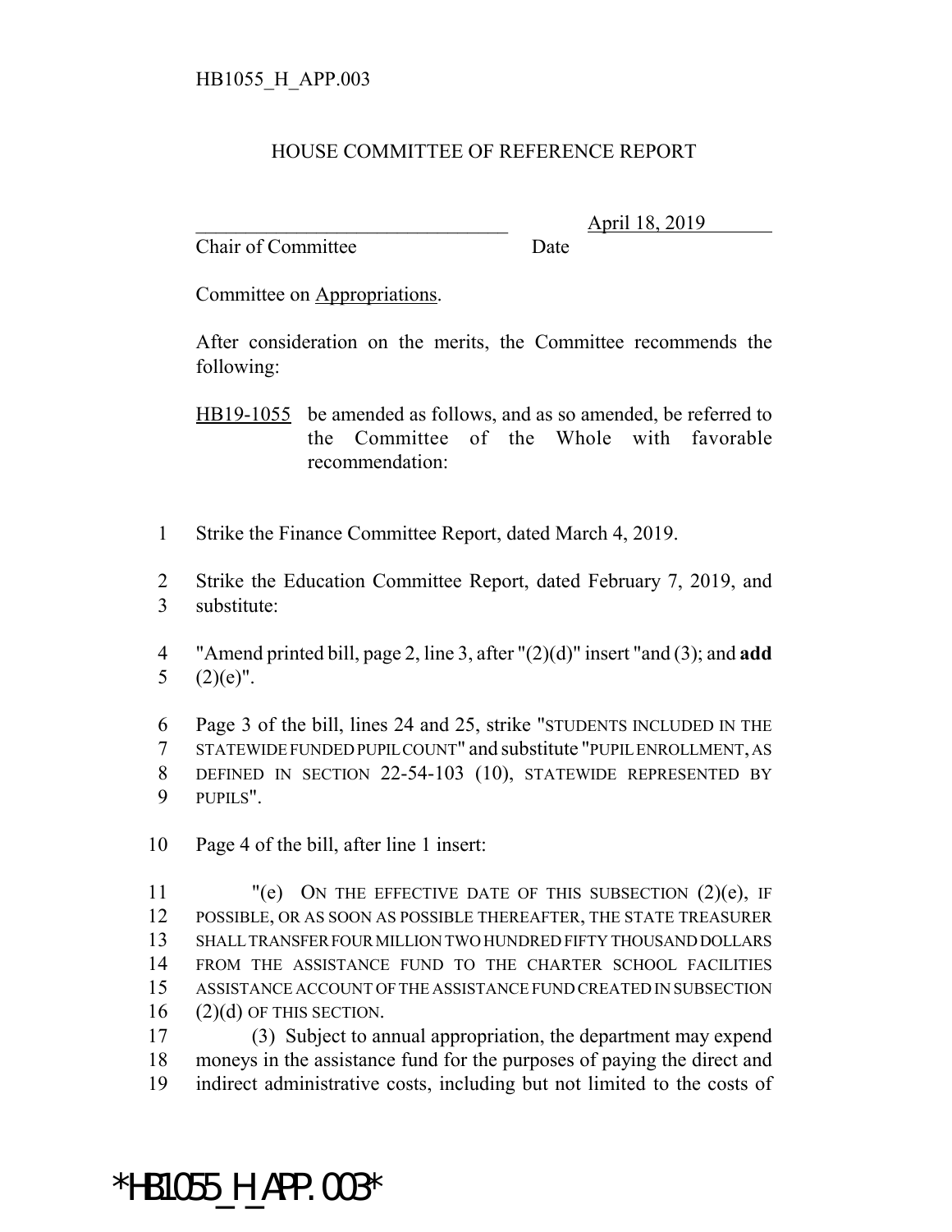HB1055_H_APP.003

HOUSE COMMITTEE OF REFERENCE REPORT

________________________________ April 18, 2019
Chair of Committee Date

Committee on Appropriations.

After consideration on the merits, the Committee recommends the following:

HB19-1055 be amended as follows, and as so amended, be referred to the Committee of the Whole with favorable recommendation:

1 Strike the Finance Committee Report, dated March 4, 2019.

2 Strike the Education Committee Report, dated February 7, 2019, and
3 substitute:

4 "Amend printed bill, page 2, line 3, after "(2)(d)" insert "and (3); and **add**
5 (2)(e)".

6 Page 3 of the bill, lines 24 and 25, strike "STUDENTS INCLUDED IN THE
7 STATEWIDE FUNDED PUPIL COUNT" and substitute "PUPIL ENROLLMENT, AS
8 DEFINED IN SECTION 22-54-103 (10), STATEWIDE REPRESENTED BY
9 PUPILS".

10 Page 4 of the bill, after line 1 insert:

11 "(e) ON THE EFFECTIVE DATE OF THIS SUBSECTION (2)(e), IF
12 POSSIBLE, OR AS SOON AS POSSIBLE THEREAFTER, THE STATE TREASURER
13 SHALL TRANSFER FOUR MILLION TWO HUNDRED FIFTY THOUSAND DOLLARS
14 FROM THE ASSISTANCE FUND TO THE CHARTER SCHOOL FACILITIES
15 ASSISTANCE ACCOUNT OF THE ASSISTANCE FUND CREATED IN SUBSECTION
16 (2)(d) OF THIS SECTION.

17 (3) Subject to annual appropriation, the department may expend
18 moneys in the assistance fund for the purposes of paying the direct and
19 indirect administrative costs, including but not limited to the costs of

*HB1055_H_APP.003*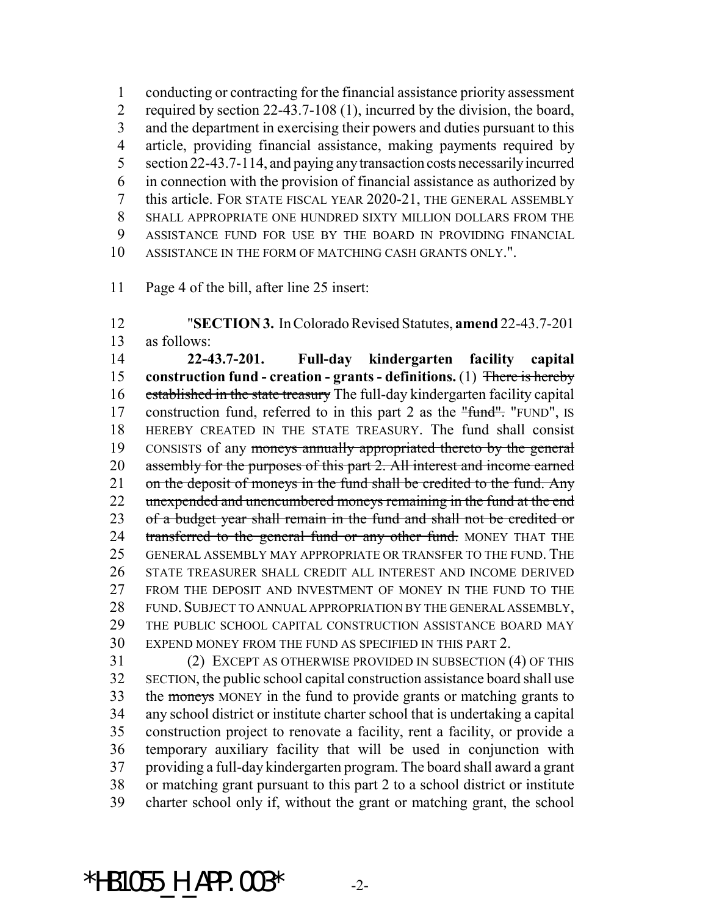conducting or contracting for the financial assistance priority assessment required by section 22-43.7-108 (1), incurred by the division, the board, and the department in exercising their powers and duties pursuant to this article, providing financial assistance, making payments required by section 22-43.7-114, and paying any transaction costs necessarily incurred in connection with the provision of financial assistance as authorized by this article. FOR STATE FISCAL YEAR 2020-21, THE GENERAL ASSEMBLY SHALL APPROPRIATE ONE HUNDRED SIXTY MILLION DOLLARS FROM THE ASSISTANCE FUND FOR USE BY THE BOARD IN PROVIDING FINANCIAL ASSISTANCE IN THE FORM OF MATCHING CASH GRANTS ONLY.".

Page 4 of the bill, after line 25 insert:

"**SECTION 3.** In Colorado Revised Statutes, **amend** 22-43.7-201 as follows:

**22-43.7-201. Full-day kindergarten facility capital construction fund - creation - grants - definitions.** (1) ~~There is hereby established in the state treasury~~ The full-day kindergarten facility capital construction fund, referred to in this part 2 as the ~~"fund".~~ "FUND", IS HEREBY CREATED IN THE STATE TREASURY. The fund shall consist CONSISTS of any ~~moneys annually appropriated thereto by the general assembly for the purposes of this part 2. All interest and income earned on the deposit of moneys in the fund shall be credited to the fund. Any unexpended and unencumbered moneys remaining in the fund at the end of a budget year shall remain in the fund and shall not be credited or transferred to the general fund or any other fund.~~ MONEY THAT THE GENERAL ASSEMBLY MAY APPROPRIATE OR TRANSFER TO THE FUND. THE STATE TREASURER SHALL CREDIT ALL INTEREST AND INCOME DERIVED FROM THE DEPOSIT AND INVESTMENT OF MONEY IN THE FUND TO THE FUND. SUBJECT TO ANNUAL APPROPRIATION BY THE GENERAL ASSEMBLY, THE PUBLIC SCHOOL CAPITAL CONSTRUCTION ASSISTANCE BOARD MAY EXPEND MONEY FROM THE FUND AS SPECIFIED IN THIS PART 2.

(2) EXCEPT AS OTHERWISE PROVIDED IN SUBSECTION (4) OF THIS SECTION, the public school capital construction assistance board shall use the ~~moneys~~ MONEY in the fund to provide grants or matching grants to any school district or institute charter school that is undertaking a capital construction project to renovate a facility, rent a facility, or provide a temporary auxiliary facility that will be used in conjunction with providing a full-day kindergarten program. The board shall award a grant or matching grant pursuant to this part 2 to a school district or institute charter school only if, without the grant or matching grant, the school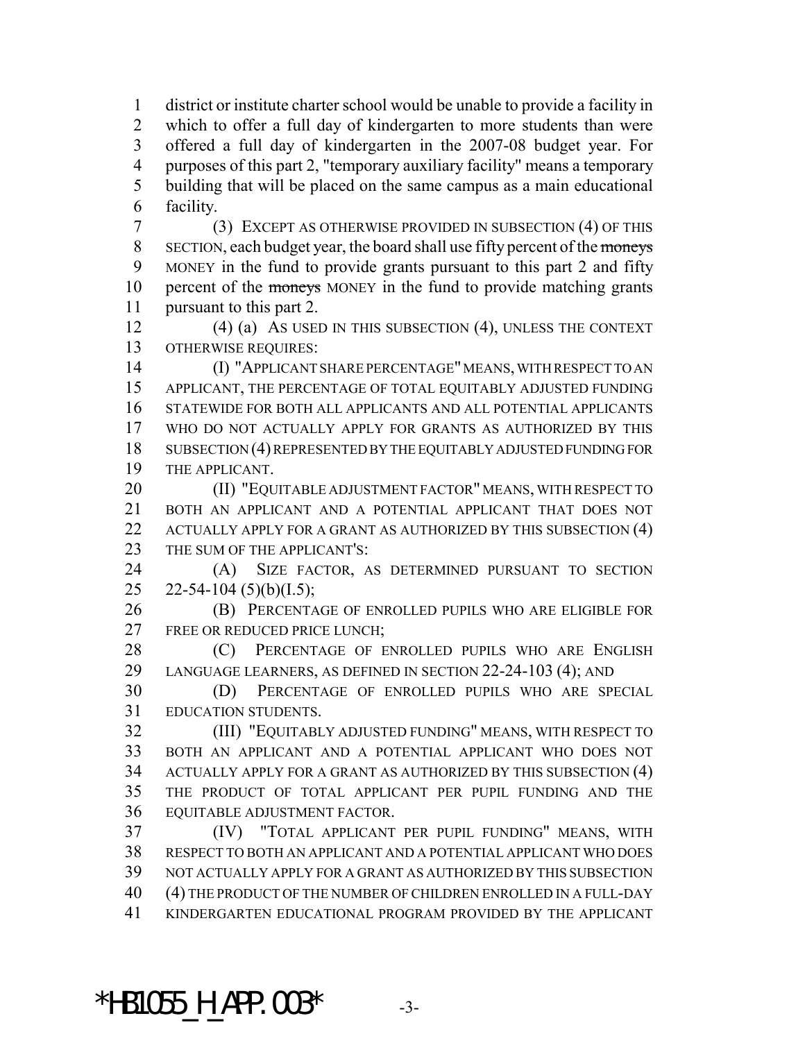district or institute charter school would be unable to provide a facility in which to offer a full day of kindergarten to more students than were offered a full day of kindergarten in the 2007-08 budget year. For purposes of this part 2, "temporary auxiliary facility" means a temporary building that will be placed on the same campus as a main educational facility.

(3) EXCEPT AS OTHERWISE PROVIDED IN SUBSECTION (4) OF THIS SECTION, each budget year, the board shall use fifty percent of the ~~moneys~~ MONEY in the fund to provide grants pursuant to this part 2 and fifty percent of the ~~moneys~~ MONEY in the fund to provide matching grants pursuant to this part 2.

(4) (a) AS USED IN THIS SUBSECTION (4), UNLESS THE CONTEXT OTHERWISE REQUIRES:

(I) "APPLICANT SHARE PERCENTAGE" MEANS, WITH RESPECT TO AN APPLICANT, THE PERCENTAGE OF TOTAL EQUITABLY ADJUSTED FUNDING STATEWIDE FOR BOTH ALL APPLICANTS AND ALL POTENTIAL APPLICANTS WHO DO NOT ACTUALLY APPLY FOR GRANTS AS AUTHORIZED BY THIS SUBSECTION (4) REPRESENTED BY THE EQUITABLY ADJUSTED FUNDING FOR THE APPLICANT.

(II) "EQUITABLE ADJUSTMENT FACTOR" MEANS, WITH RESPECT TO BOTH AN APPLICANT AND A POTENTIAL APPLICANT THAT DOES NOT ACTUALLY APPLY FOR A GRANT AS AUTHORIZED BY THIS SUBSECTION (4) THE SUM OF THE APPLICANT'S:

(A) SIZE FACTOR, AS DETERMINED PURSUANT TO SECTION 22-54-104 (5)(b)(I.5);

(B) PERCENTAGE OF ENROLLED PUPILS WHO ARE ELIGIBLE FOR FREE OR REDUCED PRICE LUNCH;

(C) PERCENTAGE OF ENROLLED PUPILS WHO ARE ENGLISH LANGUAGE LEARNERS, AS DEFINED IN SECTION 22-24-103 (4); AND

(D) PERCENTAGE OF ENROLLED PUPILS WHO ARE SPECIAL EDUCATION STUDENTS.

(III) "EQUITABLY ADJUSTED FUNDING" MEANS, WITH RESPECT TO BOTH AN APPLICANT AND A POTENTIAL APPLICANT WHO DOES NOT ACTUALLY APPLY FOR A GRANT AS AUTHORIZED BY THIS SUBSECTION (4) THE PRODUCT OF TOTAL APPLICANT PER PUPIL FUNDING AND THE EQUITABLE ADJUSTMENT FACTOR.

(IV) "TOTAL APPLICANT PER PUPIL FUNDING" MEANS, WITH RESPECT TO BOTH AN APPLICANT AND A POTENTIAL APPLICANT WHO DOES NOT ACTUALLY APPLY FOR A GRANT AS AUTHORIZED BY THIS SUBSECTION (4) THE PRODUCT OF THE NUMBER OF CHILDREN ENROLLED IN A FULL-DAY KINDERGARTEN EDUCATIONAL PROGRAM PROVIDED BY THE APPLICANT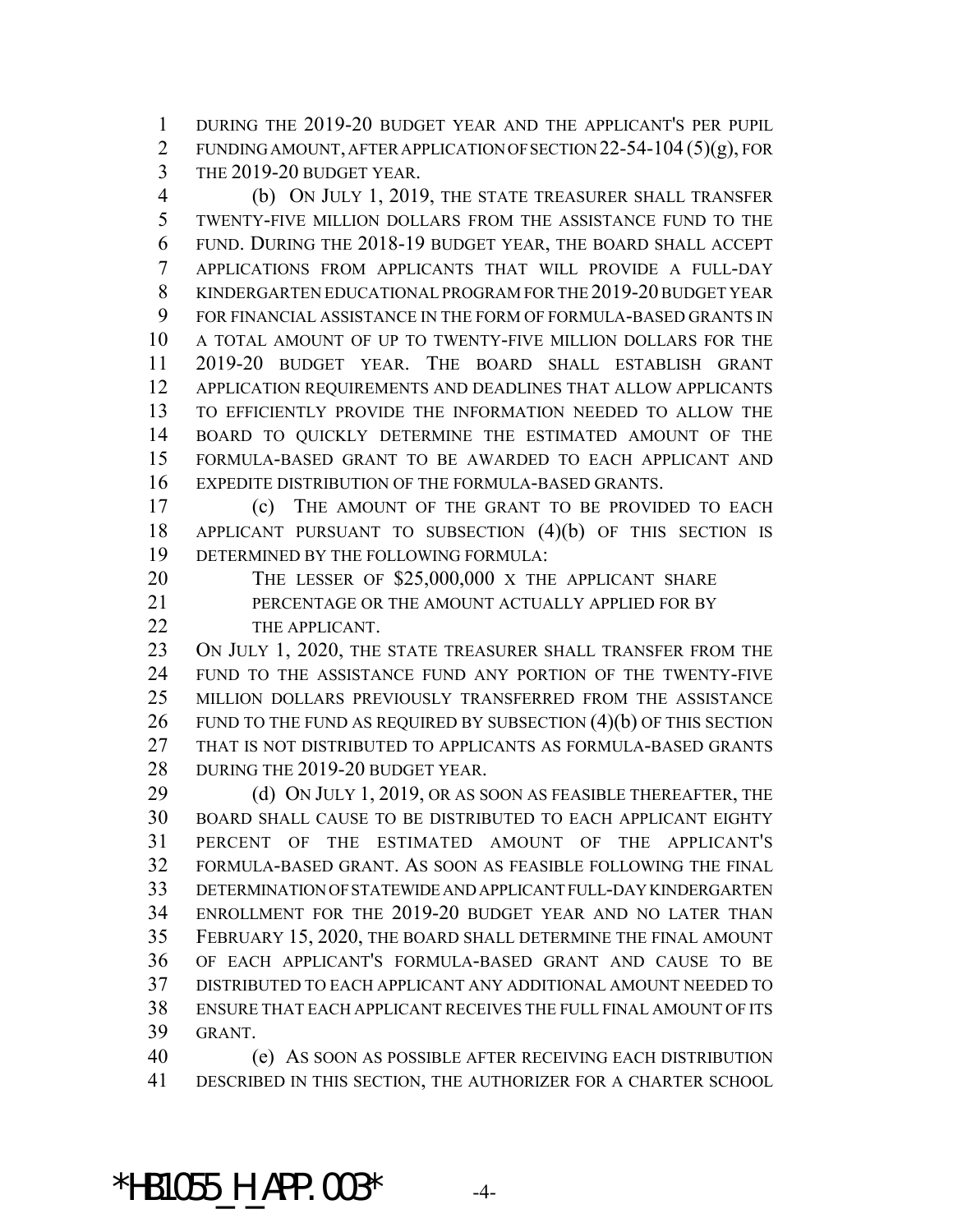DURING THE 2019-20 BUDGET YEAR AND THE APPLICANT'S PER PUPIL FUNDING AMOUNT, AFTER APPLICATION OF SECTION 22-54-104 (5)(g), FOR THE 2019-20 BUDGET YEAR.

(b) ON JULY 1, 2019, THE STATE TREASURER SHALL TRANSFER TWENTY-FIVE MILLION DOLLARS FROM THE ASSISTANCE FUND TO THE FUND. DURING THE 2018-19 BUDGET YEAR, THE BOARD SHALL ACCEPT APPLICATIONS FROM APPLICANTS THAT WILL PROVIDE A FULL-DAY KINDERGARTEN EDUCATIONAL PROGRAM FOR THE 2019-20 BUDGET YEAR FOR FINANCIAL ASSISTANCE IN THE FORM OF FORMULA-BASED GRANTS IN A TOTAL AMOUNT OF UP TO TWENTY-FIVE MILLION DOLLARS FOR THE 2019-20 BUDGET YEAR. THE BOARD SHALL ESTABLISH GRANT APPLICATION REQUIREMENTS AND DEADLINES THAT ALLOW APPLICANTS TO EFFICIENTLY PROVIDE THE INFORMATION NEEDED TO ALLOW THE BOARD TO QUICKLY DETERMINE THE ESTIMATED AMOUNT OF THE FORMULA-BASED GRANT TO BE AWARDED TO EACH APPLICANT AND EXPEDITE DISTRIBUTION OF THE FORMULA-BASED GRANTS.

(c) THE AMOUNT OF THE GRANT TO BE PROVIDED TO EACH APPLICANT PURSUANT TO SUBSECTION (4)(b) OF THIS SECTION IS DETERMINED BY THE FOLLOWING FORMULA:

THE LESSER OF $25,000,000 X THE APPLICANT SHARE PERCENTAGE OR THE AMOUNT ACTUALLY APPLIED FOR BY THE APPLICANT.

ON JULY 1, 2020, THE STATE TREASURER SHALL TRANSFER FROM THE FUND TO THE ASSISTANCE FUND ANY PORTION OF THE TWENTY-FIVE MILLION DOLLARS PREVIOUSLY TRANSFERRED FROM THE ASSISTANCE FUND TO THE FUND AS REQUIRED BY SUBSECTION (4)(b) OF THIS SECTION THAT IS NOT DISTRIBUTED TO APPLICANTS AS FORMULA-BASED GRANTS DURING THE 2019-20 BUDGET YEAR.

(d) ON JULY 1, 2019, OR AS SOON AS FEASIBLE THEREAFTER, THE BOARD SHALL CAUSE TO BE DISTRIBUTED TO EACH APPLICANT EIGHTY PERCENT OF THE ESTIMATED AMOUNT OF THE APPLICANT'S FORMULA-BASED GRANT. AS SOON AS FEASIBLE FOLLOWING THE FINAL DETERMINATION OF STATEWIDE AND APPLICANT FULL-DAY KINDERGARTEN ENROLLMENT FOR THE 2019-20 BUDGET YEAR AND NO LATER THAN FEBRUARY 15, 2020, THE BOARD SHALL DETERMINE THE FINAL AMOUNT OF EACH APPLICANT'S FORMULA-BASED GRANT AND CAUSE TO BE DISTRIBUTED TO EACH APPLICANT ANY ADDITIONAL AMOUNT NEEDED TO ENSURE THAT EACH APPLICANT RECEIVES THE FULL FINAL AMOUNT OF ITS GRANT.

(e) AS SOON AS POSSIBLE AFTER RECEIVING EACH DISTRIBUTION DESCRIBED IN THIS SECTION, THE AUTHORIZER FOR A CHARTER SCHOOL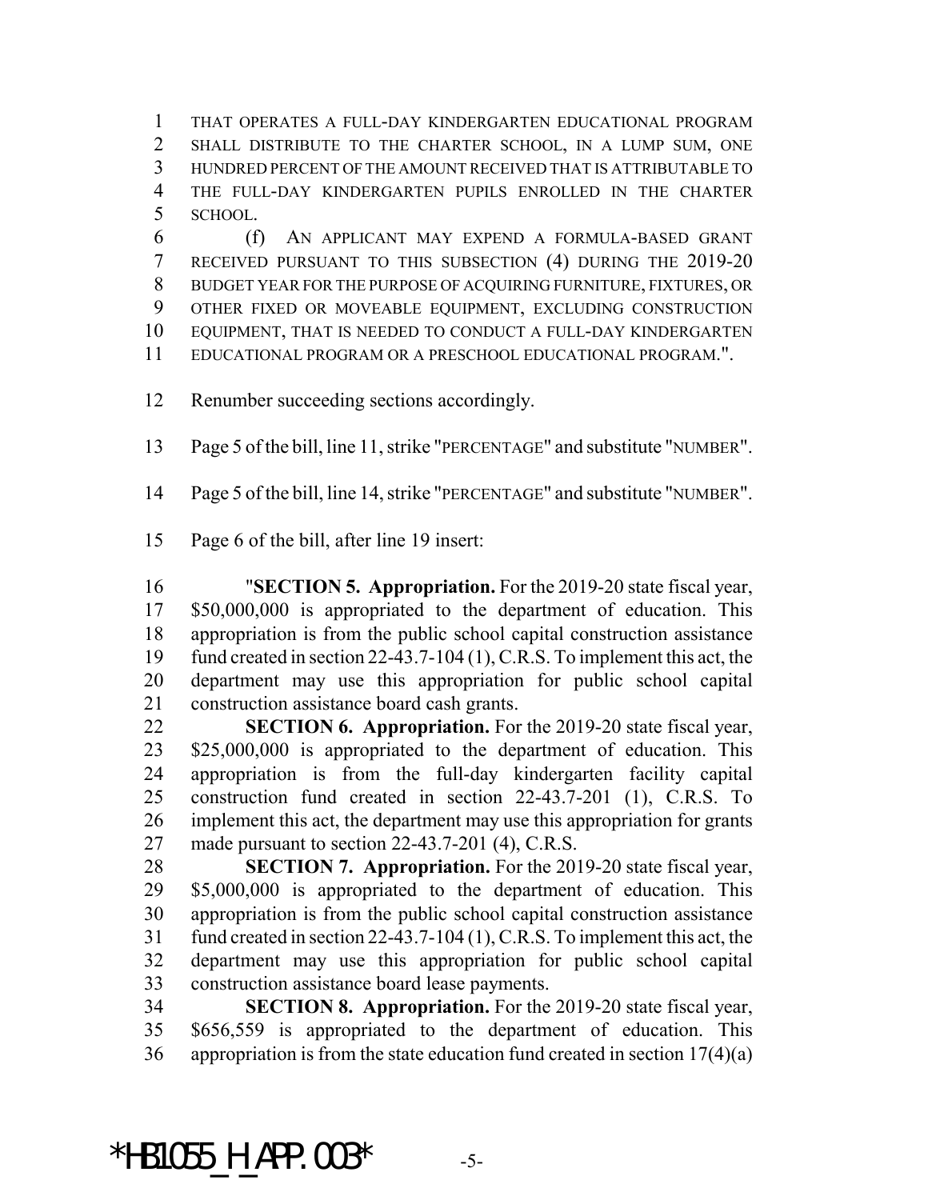THAT OPERATES A FULL-DAY KINDERGARTEN EDUCATIONAL PROGRAM SHALL DISTRIBUTE TO THE CHARTER SCHOOL, IN A LUMP SUM, ONE HUNDRED PERCENT OF THE AMOUNT RECEIVED THAT IS ATTRIBUTABLE TO THE FULL-DAY KINDERGARTEN PUPILS ENROLLED IN THE CHARTER SCHOOL.

(f) AN APPLICANT MAY EXPEND A FORMULA-BASED GRANT RECEIVED PURSUANT TO THIS SUBSECTION (4) DURING THE 2019-20 BUDGET YEAR FOR THE PURPOSE OF ACQUIRING FURNITURE, FIXTURES, OR OTHER FIXED OR MOVEABLE EQUIPMENT, EXCLUDING CONSTRUCTION EQUIPMENT, THAT IS NEEDED TO CONDUCT A FULL-DAY KINDERGARTEN EDUCATIONAL PROGRAM OR A PRESCHOOL EDUCATIONAL PROGRAM.".

Renumber succeeding sections accordingly.

Page 5 of the bill, line 11, strike "PERCENTAGE" and substitute "NUMBER".

Page 5 of the bill, line 14, strike "PERCENTAGE" and substitute "NUMBER".

Page 6 of the bill, after line 19 insert:

"**SECTION 5. Appropriation.** For the 2019-20 state fiscal year, $50,000,000 is appropriated to the department of education. This appropriation is from the public school capital construction assistance fund created in section 22-43.7-104 (1), C.R.S. To implement this act, the department may use this appropriation for public school capital construction assistance board cash grants.

**SECTION 6. Appropriation.** For the 2019-20 state fiscal year, $25,000,000 is appropriated to the department of education. This appropriation is from the full-day kindergarten facility capital construction fund created in section 22-43.7-201 (1), C.R.S. To implement this act, the department may use this appropriation for grants made pursuant to section 22-43.7-201 (4), C.R.S.

**SECTION 7. Appropriation.** For the 2019-20 state fiscal year, $5,000,000 is appropriated to the department of education. This appropriation is from the public school capital construction assistance fund created in section 22-43.7-104 (1), C.R.S. To implement this act, the department may use this appropriation for public school capital construction assistance board lease payments.

**SECTION 8. Appropriation.** For the 2019-20 state fiscal year, $656,559 is appropriated to the department of education. This appropriation is from the state education fund created in section 17(4)(a)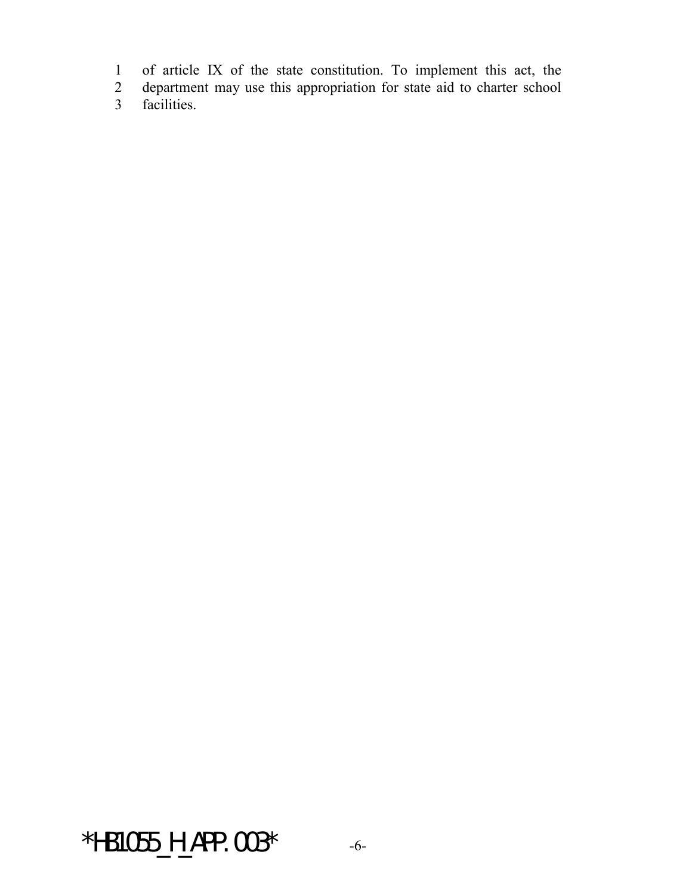of article IX of the state constitution. To implement this act, the department may use this appropriation for state aid to charter school facilities.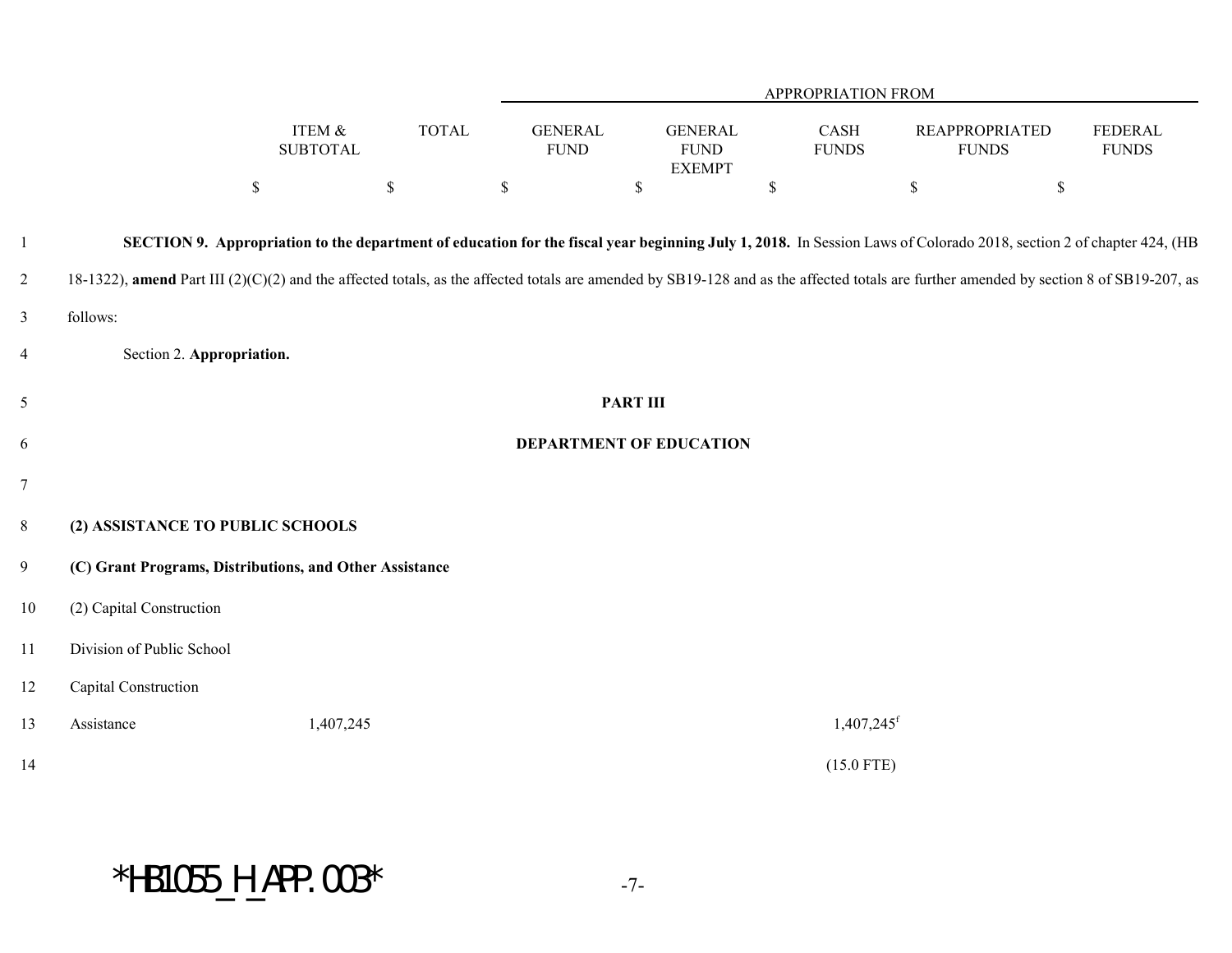**SECTION 9. Appropriation to the department of education for the fiscal year beginning July 1, 2018.** In Session Laws of Colorado 2018, section 2 of chapter 424, (HB 18-1322), **amend** Part III (2)(C)(2) and the affected totals, as the affected totals are amended by SB19-128 and as the affected totals are further amended by section 8 of SB19-207, as follows:

Section 2. **Appropriation.**

**PART III**

**DEPARTMENT OF EDUCATION**

| | ITEM & SUBTOTAL | TOTAL | GENERAL FUND | GENERAL FUND EXEMPT | CASH FUNDS | REAPPROPRIATED FUNDS | FEDERAL FUNDS |
|---|---|---|---|---|---|---|---|
| | | | APPROPRIATION FROM | | | | |
| | $ | $ | $ | $ | $ | $ | $ |
| **(2) ASSISTANCE TO PUBLIC SCHOOLS** | | | | | | | |
| **(C) Grant Programs, Distributions, and Other Assistance** | | | | | | | |
| (2) Capital Construction | | | | | | | |
| Division of Public School Capital Construction Assistance | 1,407,245 | | | | 1,407,245[f] | | |
| | | | | | (15.0 FTE) | | |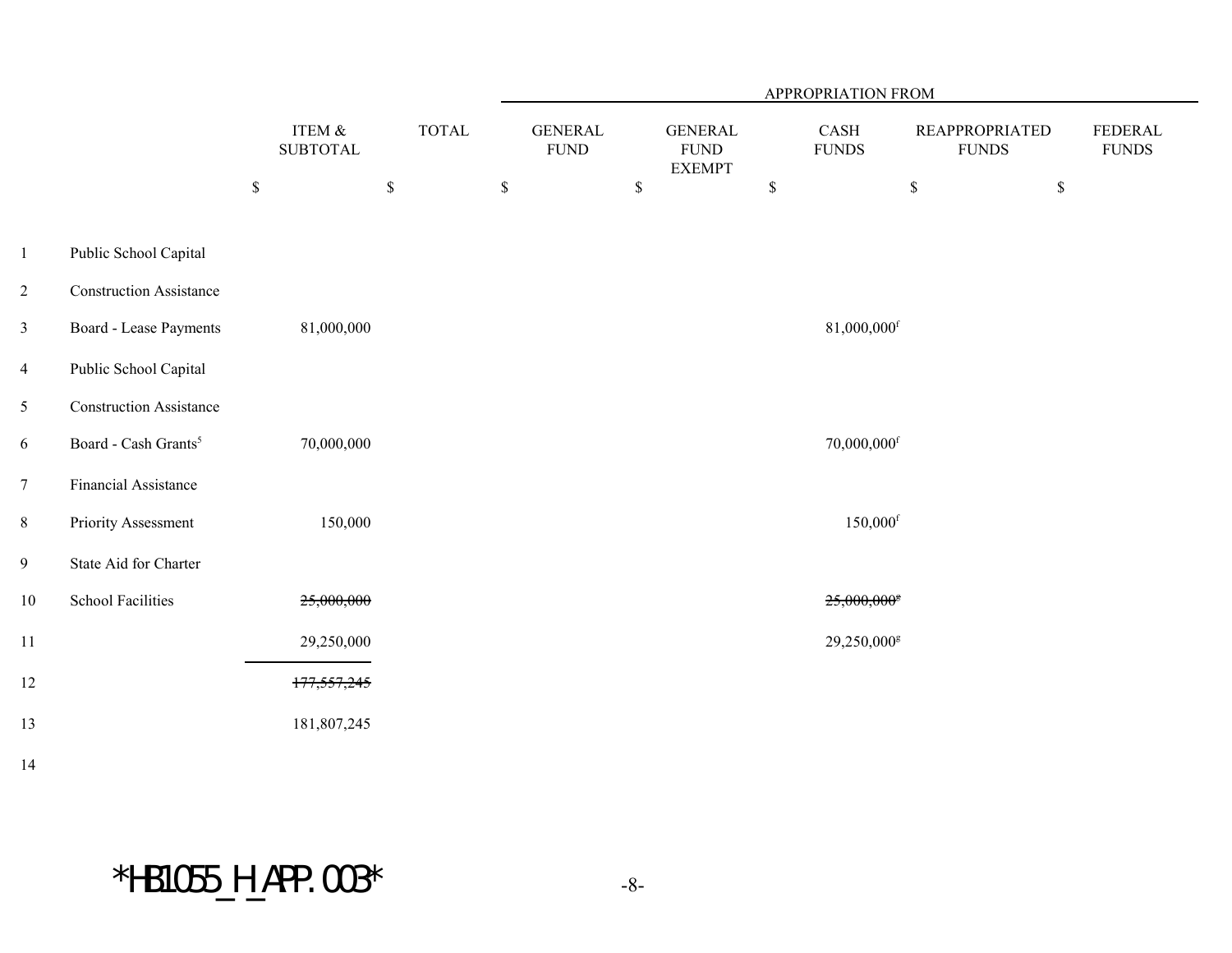| | ITEM & SUBTOTAL | TOTAL | APPROPRIATION FROM GENERAL FUND | GENERAL FUND EXEMPT | CASH FUNDS | REAPPROPRIATED FUNDS | FEDERAL FUNDS |
|---|---|---|---|---|---|---|---|
| | $ | $ | $ | $ | $ | $ | $ |
| Public School Capital Construction Assistance Board - Lease Payments | 81,000,000 | | | | 81,000,000[f] | | |
| Public School Capital Construction Assistance Board - Cash Grants[5] | 70,000,000 | | | | 70,000,000[f] | | |
| Financial Assistance Priority Assessment | 150,000 | | | | 150,000[f] | | |
| State Aid for Charter School Facilities | ~~25,000,000~~ | | | | ~~25,000,000[g]~~ | | |
| | 29,250,000 | | | | 29,250,000[g] | | |
| | ~~177,557,245~~ | | | | | | |
| | 181,807,245 | | | | | | |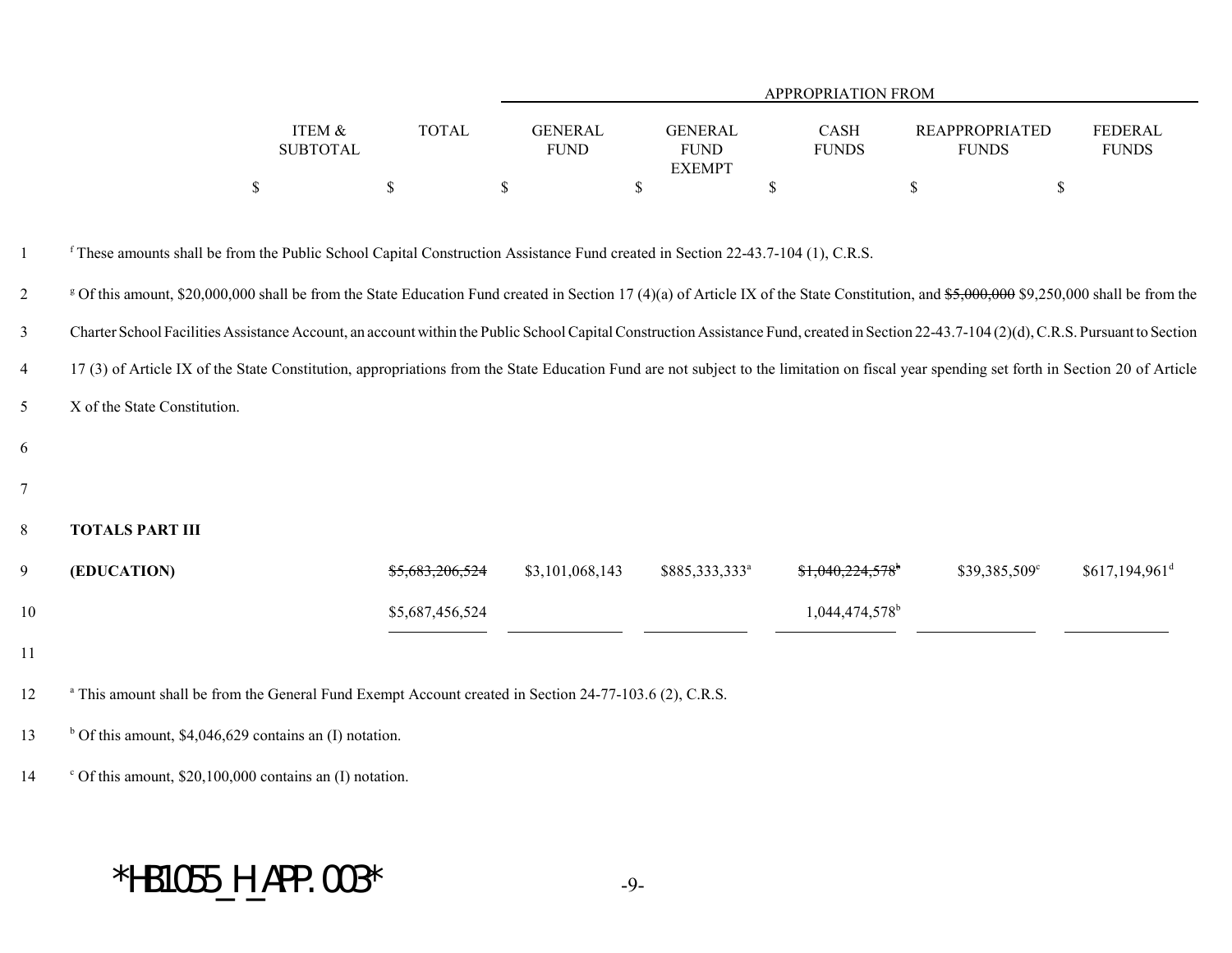| | ITEM & SUBTOTAL | TOTAL | APPROPRIATION FROM GENERAL FUND | GENERAL FUND EXEMPT | CASH FUNDS | REAPPROPRIATED FUNDS | FEDERAL FUNDS |
|---|---|---|---|---|---|---|---|
| | $ | $ | $ | $ | $ | $ | $ |

[f] These amounts shall be from the Public School Capital Construction Assistance Fund created in Section 22-43.7-104 (1), C.R.S.

[g] Of this amount, $20,000,000 shall be from the State Education Fund created in Section 17 (4)(a) of Article IX of the State Constitution, and ~~$5,000,000~~ $9,250,000 shall be from the Charter School Facilities Assistance Account, an account within the Public School Capital Construction Assistance Fund, created in Section 22-43.7-104 (2)(d), C.R.S. Pursuant to Section 17 (3) of Article IX of the State Constitution, appropriations from the State Education Fund are not subject to the limitation on fiscal year spending set forth in Section 20 of Article X of the State Constitution.

| | ITEM & SUBTOTAL | TOTAL | GENERAL FUND | GENERAL FUND EXEMPT | CASH FUNDS | REAPPROPRIATED FUNDS | FEDERAL FUNDS |
|---|---|---|---|---|---|---|---|
| **TOTALS PART III** | | | | | | | |
| **(EDUCATION)** | | ~~$5,683,206,524~~ | $3,101,068,143 | $885,333,333[a] | ~~$1,040,224,578~~[b] | $39,385,509[c] | $617,194,961[d] |
| | | $5,687,456,524 | | | 1,044,474,578[b] | | |

[a] This amount shall be from the General Fund Exempt Account created in Section 24-77-103.6 (2), C.R.S.

[b] Of this amount, $4,046,629 contains an (I) notation.

[c] Of this amount, $20,100,000 contains an (I) notation.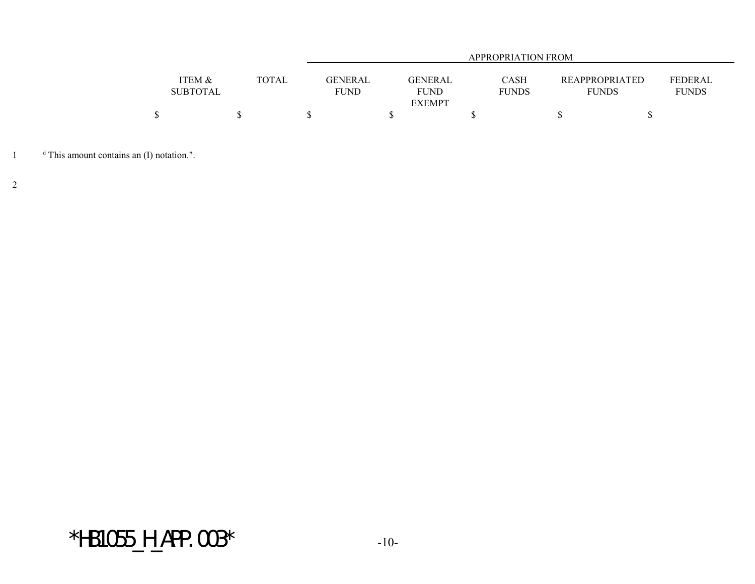|  |  |  | APPROPRIATION FROM |  |  |  |  |
|---|---|---|---|---|---|---|---|
|  | ITEM & SUBTOTAL | TOTAL | GENERAL FUND | GENERAL FUND EXEMPT | CASH FUNDS | REAPPROPRIATED FUNDS | FEDERAL FUNDS |
|  | $ | $ | $ | $ | $ | $ | $ |

1 [d] This amount contains an (I) notation.".

2

*HB1055_H_APP.003*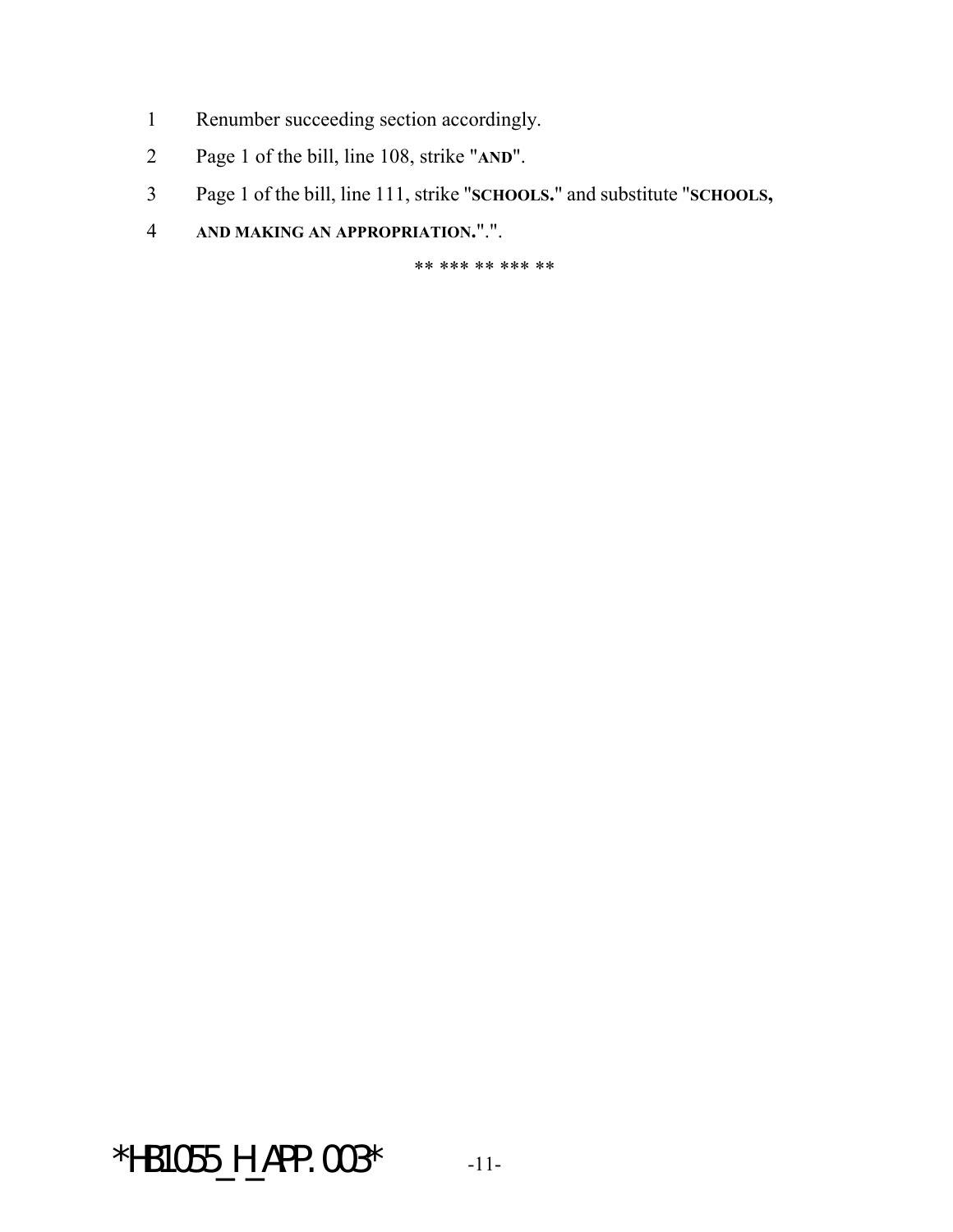1 Renumber succeeding section accordingly.

2 Page 1 of the bill, line 108, strike "**AND**".

3 Page 1 of the bill, line 111, strike "**SCHOOLS.**" and substitute "**SCHOOLS,**

4 **AND MAKING AN APPROPRIATION.**".".

** *** ** *** **

*HB1055_H_APP.003*